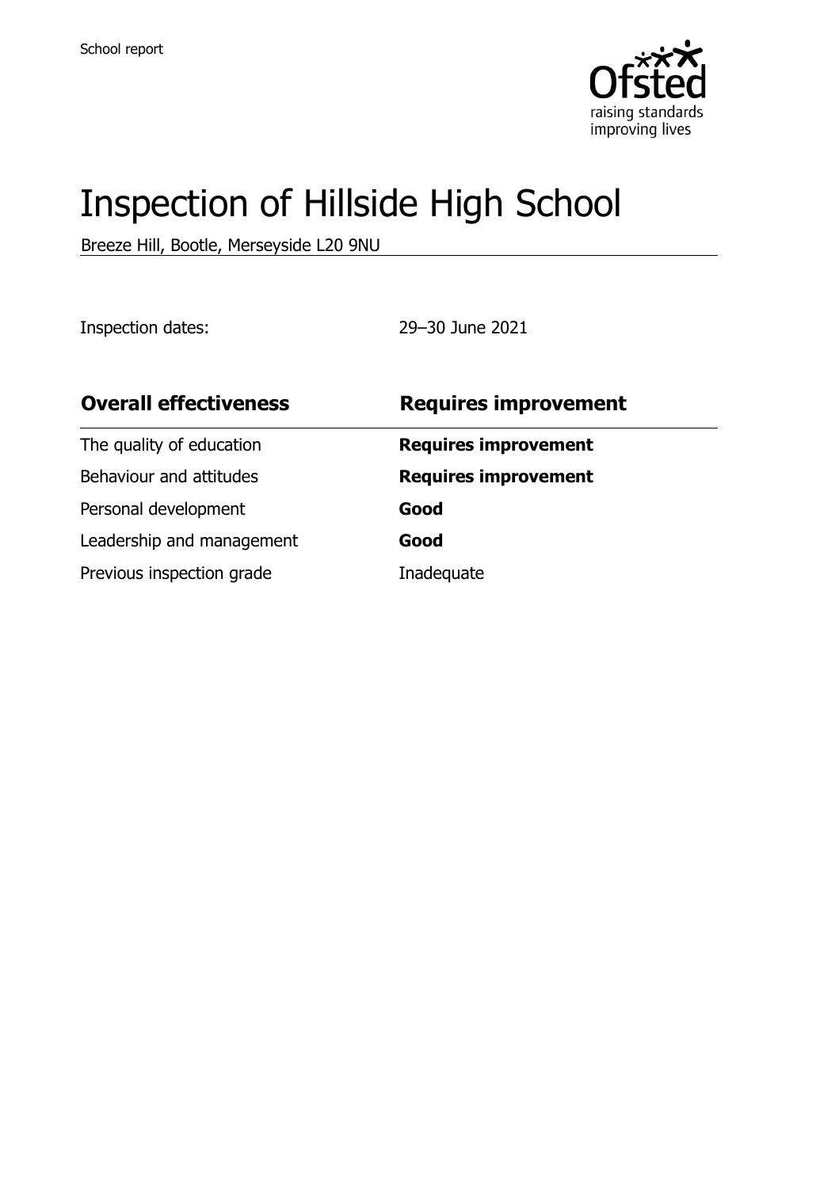School report

# Inspection of Hillside High School

Breeze Hill, Bootle, Merseyside L20 9NU

Inspection dates: 29–30 June 2021

| **Overall effectiveness** | **Requires improvement** |
| --- | --- |
| The quality of education | **Requires improvement** |
| Behaviour and attitudes | **Requires improvement** |
| Personal development | **Good** |
| Leadership and management | **Good** |
| Previous inspection grade | Inadequate |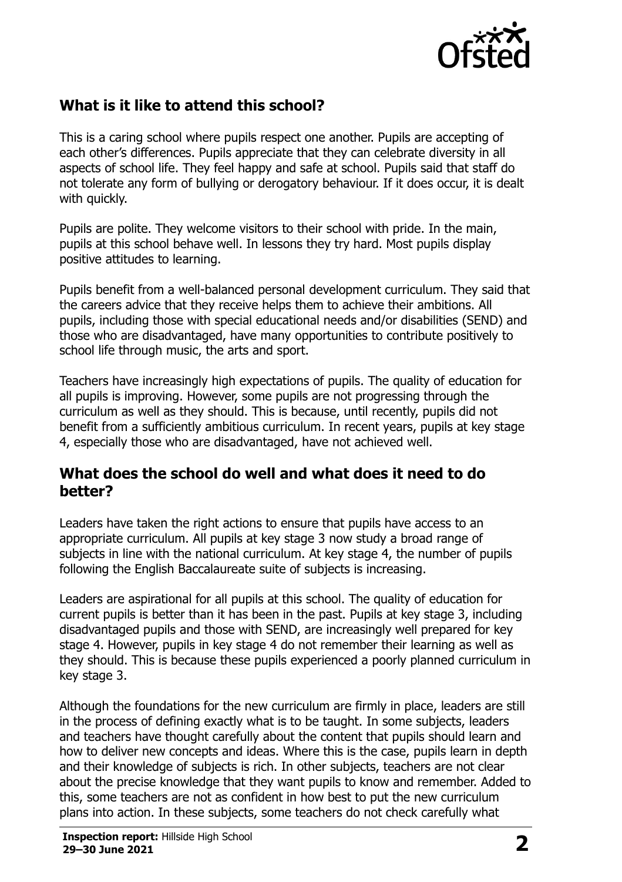## What is it like to attend this school?

This is a caring school where pupils respect one another. Pupils are accepting of each other's differences. Pupils appreciate that they can celebrate diversity in all aspects of school life. They feel happy and safe at school. Pupils said that staff do not tolerate any form of bullying or derogatory behaviour. If it does occur, it is dealt with quickly.

Pupils are polite. They welcome visitors to their school with pride. In the main, pupils at this school behave well. In lessons they try hard. Most pupils display positive attitudes to learning.

Pupils benefit from a well-balanced personal development curriculum. They said that the careers advice that they receive helps them to achieve their ambitions. All pupils, including those with special educational needs and/or disabilities (SEND) and those who are disadvantaged, have many opportunities to contribute positively to school life through music, the arts and sport.

Teachers have increasingly high expectations of pupils. The quality of education for all pupils is improving. However, some pupils are not progressing through the curriculum as well as they should. This is because, until recently, pupils did not benefit from a sufficiently ambitious curriculum. In recent years, pupils at key stage 4, especially those who are disadvantaged, have not achieved well.

## What does the school do well and what does it need to do better?

Leaders have taken the right actions to ensure that pupils have access to an appropriate curriculum. All pupils at key stage 3 now study a broad range of subjects in line with the national curriculum. At key stage 4, the number of pupils following the English Baccalaureate suite of subjects is increasing.

Leaders are aspirational for all pupils at this school. The quality of education for current pupils is better than it has been in the past. Pupils at key stage 3, including disadvantaged pupils and those with SEND, are increasingly well prepared for key stage 4. However, pupils in key stage 4 do not remember their learning as well as they should. This is because these pupils experienced a poorly planned curriculum in key stage 3.

Although the foundations for the new curriculum are firmly in place, leaders are still in the process of defining exactly what is to be taught. In some subjects, leaders and teachers have thought carefully about the content that pupils should learn and how to deliver new concepts and ideas. Where this is the case, pupils learn in depth and their knowledge of subjects is rich. In other subjects, teachers are not clear about the precise knowledge that they want pupils to know and remember. Added to this, some teachers are not as confident in how best to put the new curriculum plans into action. In these subjects, some teachers do not check carefully what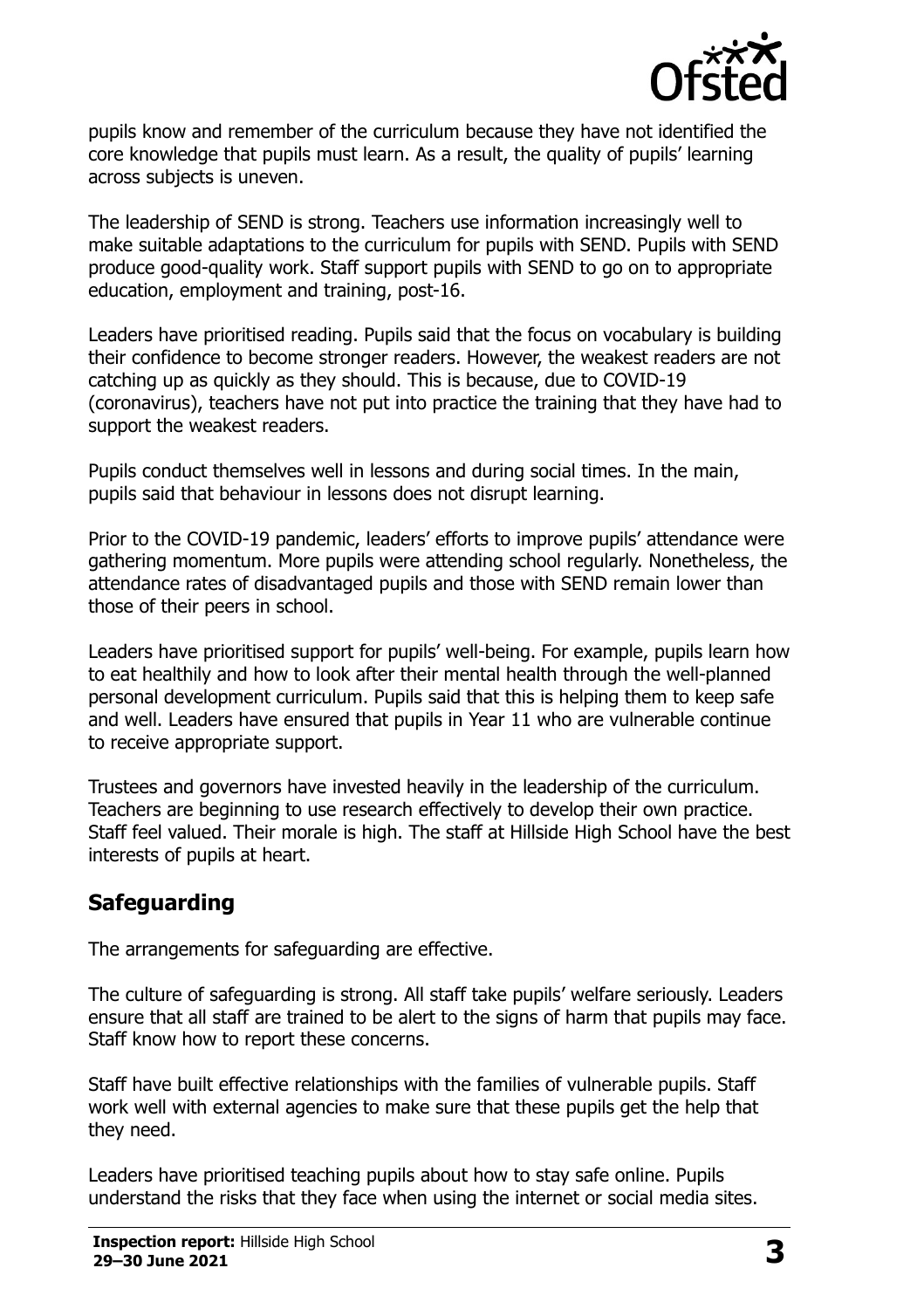pupils know and remember of the curriculum because they have not identified the core knowledge that pupils must learn. As a result, the quality of pupils' learning across subjects is uneven.

The leadership of SEND is strong. Teachers use information increasingly well to make suitable adaptations to the curriculum for pupils with SEND. Pupils with SEND produce good-quality work. Staff support pupils with SEND to go on to appropriate education, employment and training, post-16.

Leaders have prioritised reading. Pupils said that the focus on vocabulary is building their confidence to become stronger readers. However, the weakest readers are not catching up as quickly as they should. This is because, due to COVID-19 (coronavirus), teachers have not put into practice the training that they have had to support the weakest readers.

Pupils conduct themselves well in lessons and during social times. In the main, pupils said that behaviour in lessons does not disrupt learning.

Prior to the COVID-19 pandemic, leaders' efforts to improve pupils' attendance were gathering momentum. More pupils were attending school regularly. Nonetheless, the attendance rates of disadvantaged pupils and those with SEND remain lower than those of their peers in school.

Leaders have prioritised support for pupils' well-being. For example, pupils learn how to eat healthily and how to look after their mental health through the well-planned personal development curriculum. Pupils said that this is helping them to keep safe and well. Leaders have ensured that pupils in Year 11 who are vulnerable continue to receive appropriate support.

Trustees and governors have invested heavily in the leadership of the curriculum. Teachers are beginning to use research effectively to develop their own practice. Staff feel valued. Their morale is high. The staff at Hillside High School have the best interests of pupils at heart.

## Safeguarding

The arrangements for safeguarding are effective.

The culture of safeguarding is strong. All staff take pupils' welfare seriously. Leaders ensure that all staff are trained to be alert to the signs of harm that pupils may face. Staff know how to report these concerns.

Staff have built effective relationships with the families of vulnerable pupils. Staff work well with external agencies to make sure that these pupils get the help that they need.

Leaders have prioritised teaching pupils about how to stay safe online. Pupils understand the risks that they face when using the internet or social media sites.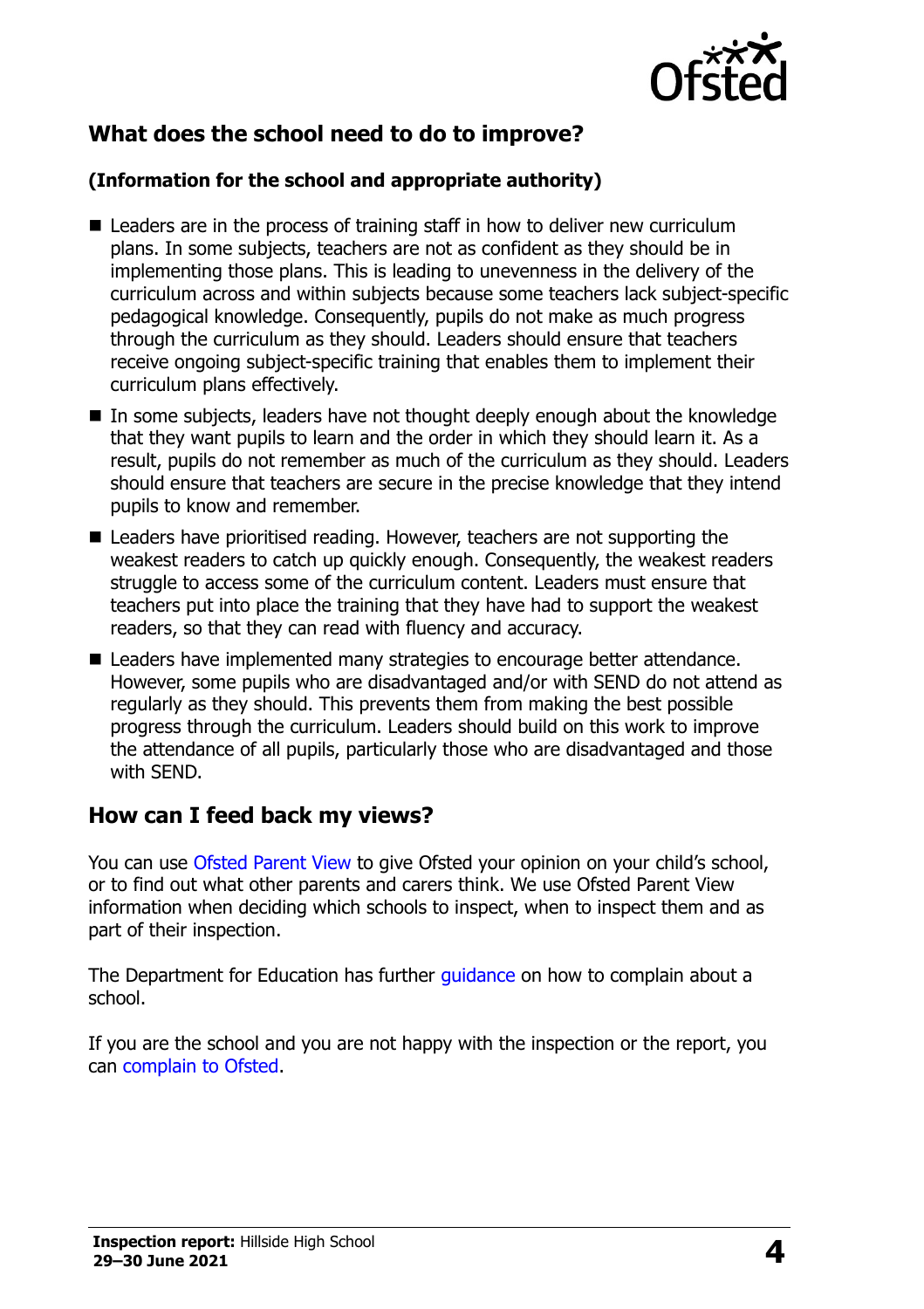## What does the school need to do to improve?

**(Information for the school and appropriate authority)**

- Leaders are in the process of training staff in how to deliver new curriculum plans. In some subjects, teachers are not as confident as they should be in implementing those plans. This is leading to unevenness in the delivery of the curriculum across and within subjects because some teachers lack subject-specific pedagogical knowledge. Consequently, pupils do not make as much progress through the curriculum as they should. Leaders should ensure that teachers receive ongoing subject-specific training that enables them to implement their curriculum plans effectively.
- In some subjects, leaders have not thought deeply enough about the knowledge that they want pupils to learn and the order in which they should learn it. As a result, pupils do not remember as much of the curriculum as they should. Leaders should ensure that teachers are secure in the precise knowledge that they intend pupils to know and remember.
- Leaders have prioritised reading. However, teachers are not supporting the weakest readers to catch up quickly enough. Consequently, the weakest readers struggle to access some of the curriculum content. Leaders must ensure that teachers put into place the training that they have had to support the weakest readers, so that they can read with fluency and accuracy.
- Leaders have implemented many strategies to encourage better attendance. However, some pupils who are disadvantaged and/or with SEND do not attend as regularly as they should. This prevents them from making the best possible progress through the curriculum. Leaders should build on this work to improve the attendance of all pupils, particularly those who are disadvantaged and those with SEND.

## How can I feed back my views?

You can use Ofsted Parent View to give Ofsted your opinion on your child's school, or to find out what other parents and carers think. We use Ofsted Parent View information when deciding which schools to inspect, when to inspect them and as part of their inspection.

The Department for Education has further guidance on how to complain about a school.

If you are the school and you are not happy with the inspection or the report, you can complain to Ofsted.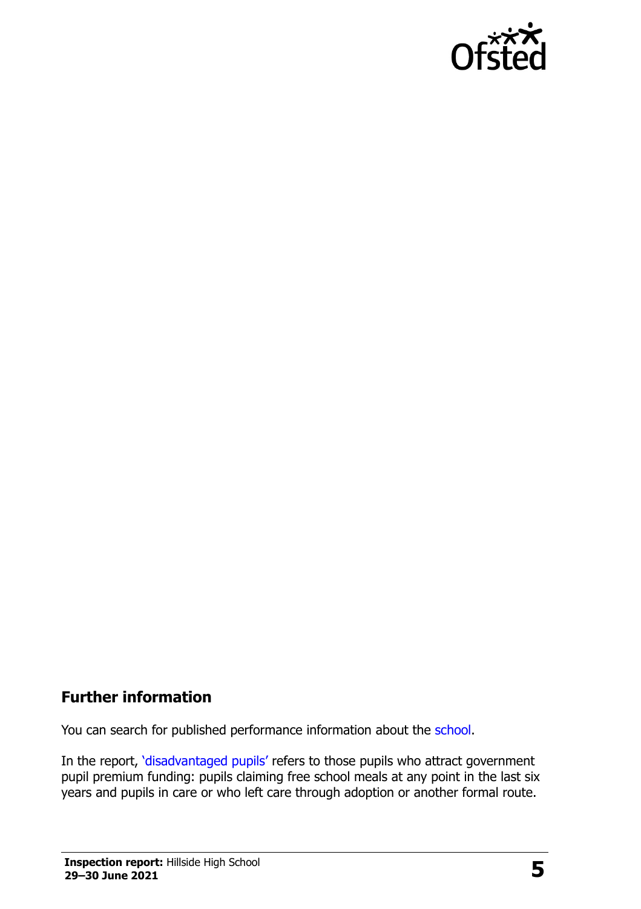## Further information

You can search for published performance information about the school.

In the report, 'disadvantaged pupils' refers to those pupils who attract government pupil premium funding: pupils claiming free school meals at any point in the last six years and pupils in care or who left care through adoption or another formal route.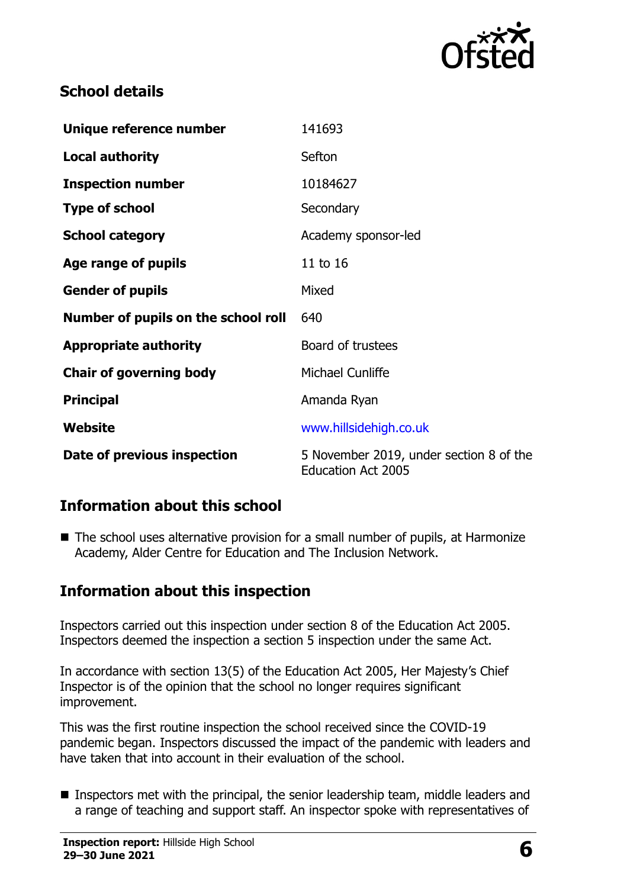## School details

| | |
|---|---|
| **Unique reference number** | 141693 |
| **Local authority** | Sefton |
| **Inspection number** | 10184627 |
| **Type of school** | Secondary |
| **School category** | Academy sponsor-led |
| **Age range of pupils** | 11 to 16 |
| **Gender of pupils** | Mixed |
| **Number of pupils on the school roll** | 640 |
| **Appropriate authority** | Board of trustees |
| **Chair of governing body** | Michael Cunliffe |
| **Principal** | Amanda Ryan |
| **Website** | www.hillsidehigh.co.uk |
| **Date of previous inspection** | 5 November 2019, under section 8 of the Education Act 2005 |

## Information about this school

- The school uses alternative provision for a small number of pupils, at Harmonize Academy, Alder Centre for Education and The Inclusion Network.

## Information about this inspection

Inspectors carried out this inspection under section 8 of the Education Act 2005. Inspectors deemed the inspection a section 5 inspection under the same Act.

In accordance with section 13(5) of the Education Act 2005, Her Majesty's Chief Inspector is of the opinion that the school no longer requires significant improvement.

This was the first routine inspection the school received since the COVID-19 pandemic began. Inspectors discussed the impact of the pandemic with leaders and have taken that into account in their evaluation of the school.

- Inspectors met with the principal, the senior leadership team, middle leaders and a range of teaching and support staff. An inspector spoke with representatives of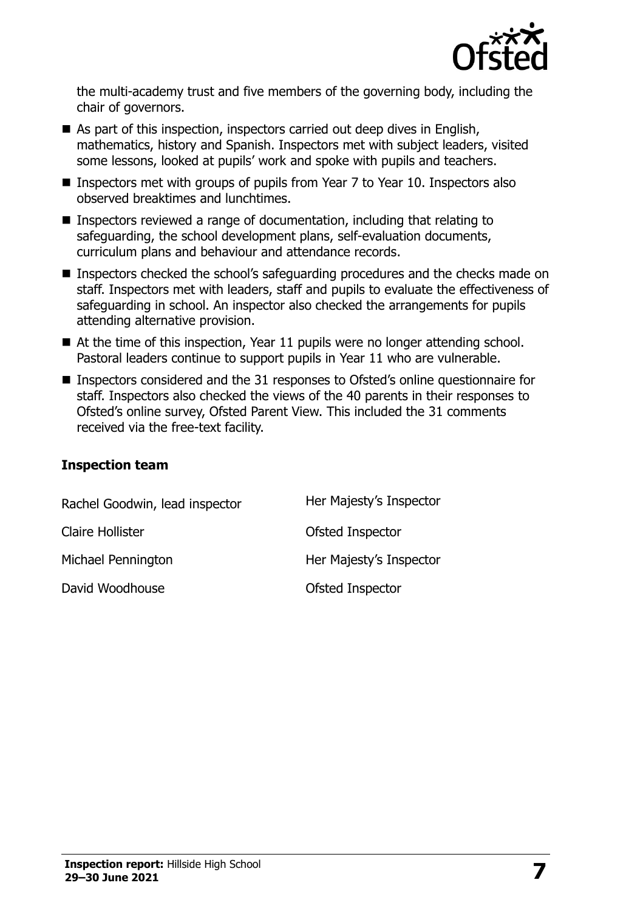the multi-academy trust and five members of the governing body, including the chair of governors.

- As part of this inspection, inspectors carried out deep dives in English, mathematics, history and Spanish. Inspectors met with subject leaders, visited some lessons, looked at pupils' work and spoke with pupils and teachers.
- Inspectors met with groups of pupils from Year 7 to Year 10. Inspectors also observed breaktimes and lunchtimes.
- Inspectors reviewed a range of documentation, including that relating to safeguarding, the school development plans, self-evaluation documents, curriculum plans and behaviour and attendance records.
- Inspectors checked the school's safeguarding procedures and the checks made on staff. Inspectors met with leaders, staff and pupils to evaluate the effectiveness of safeguarding in school. An inspector also checked the arrangements for pupils attending alternative provision.
- At the time of this inspection, Year 11 pupils were no longer attending school. Pastoral leaders continue to support pupils in Year 11 who are vulnerable.
- Inspectors considered and the 31 responses to Ofsted's online questionnaire for staff. Inspectors also checked the views of the 40 parents in their responses to Ofsted's online survey, Ofsted Parent View. This included the 31 comments received via the free-text facility.

### Inspection team

| | |
|---|---|
| Rachel Goodwin, lead inspector | Her Majesty's Inspector |
| Claire Hollister | Ofsted Inspector |
| Michael Pennington | Her Majesty's Inspector |
| David Woodhouse | Ofsted Inspector |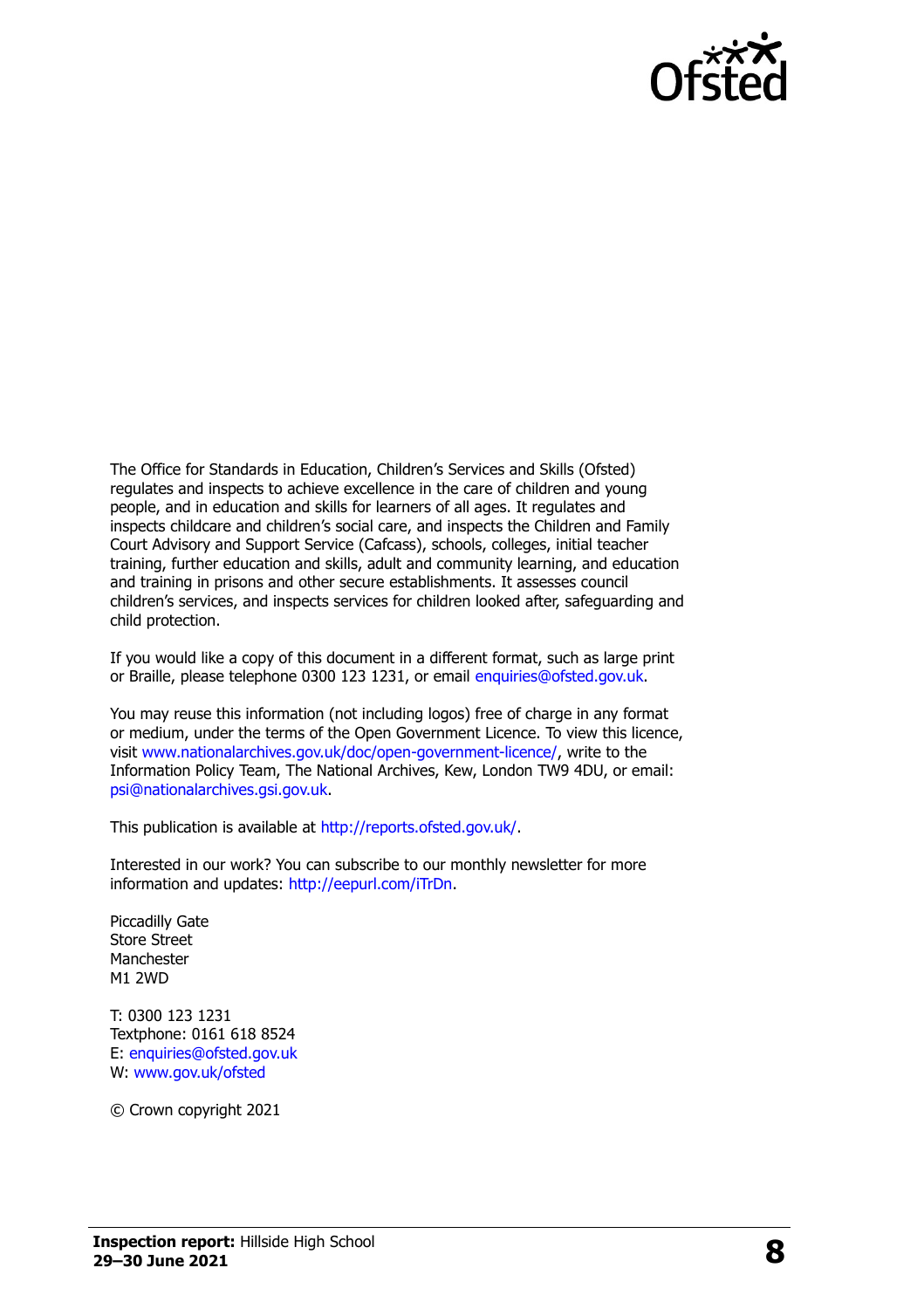The Office for Standards in Education, Children's Services and Skills (Ofsted) regulates and inspects to achieve excellence in the care of children and young people, and in education and skills for learners of all ages. It regulates and inspects childcare and children's social care, and inspects the Children and Family Court Advisory and Support Service (Cafcass), schools, colleges, initial teacher training, further education and skills, adult and community learning, and education and training in prisons and other secure establishments. It assesses council children's services, and inspects services for children looked after, safeguarding and child protection.

If you would like a copy of this document in a different format, such as large print or Braille, please telephone 0300 123 1231, or email enquiries@ofsted.gov.uk.

You may reuse this information (not including logos) free of charge in any format or medium, under the terms of the Open Government Licence. To view this licence, visit www.nationalarchives.gov.uk/doc/open-government-licence/, write to the Information Policy Team, The National Archives, Kew, London TW9 4DU, or email: psi@nationalarchives.gsi.gov.uk.

This publication is available at http://reports.ofsted.gov.uk/.

Interested in our work? You can subscribe to our monthly newsletter for more information and updates: http://eepurl.com/iTrDn.

Piccadilly Gate
Store Street
Manchester
M1 2WD

T: 0300 123 1231
Textphone: 0161 618 8524
E: enquiries@ofsted.gov.uk
W: www.gov.uk/ofsted

© Crown copyright 2021